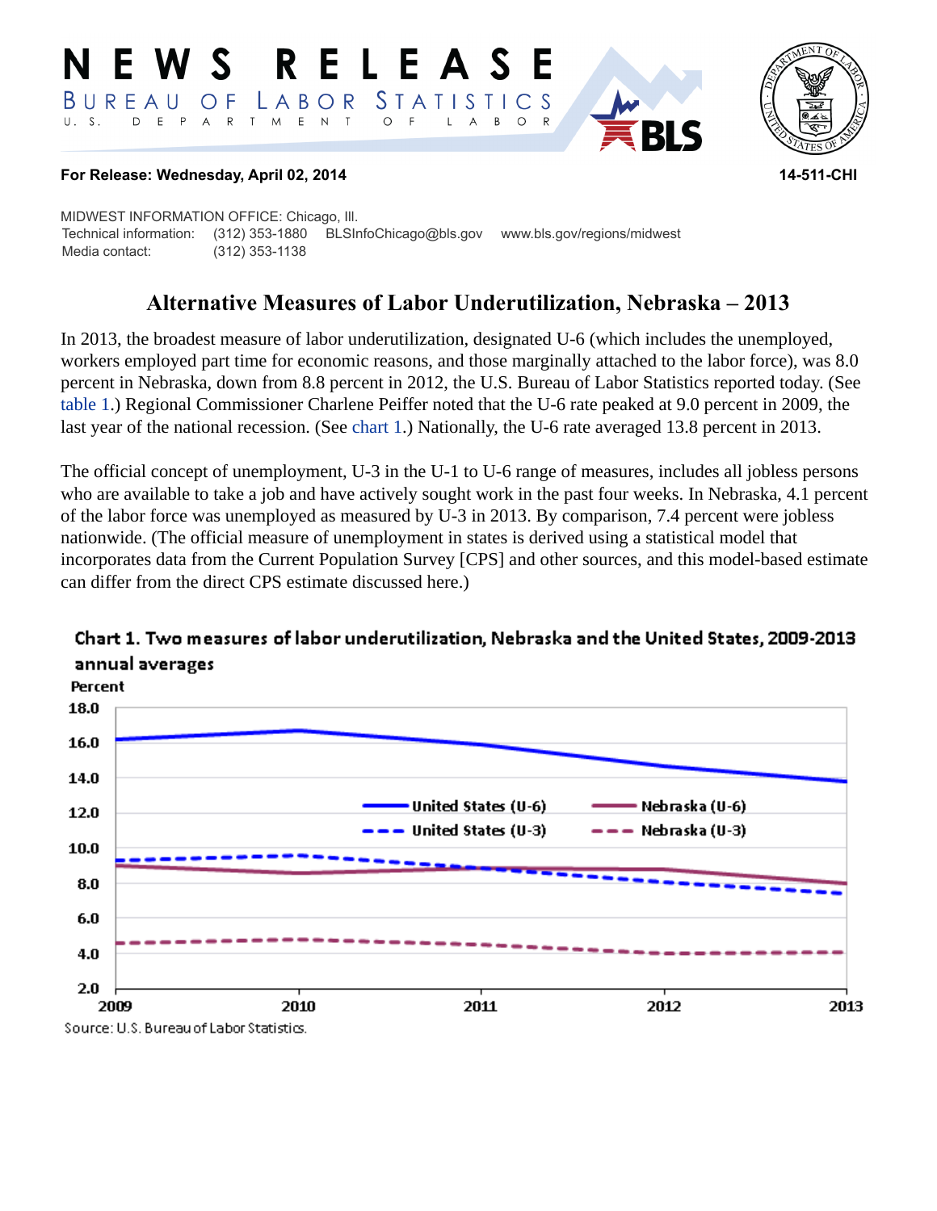# NEWS RELEASE

BUREAU OF LABOR STATISTICS

U. S. DEPARTMENT OF LABOR

**For Release: Wednesday, April 02, 2014** **14-511-CHI**

MIDWEST INFORMATION OFFICE: Chicago, Ill.
Technical information: (312) 353-1880 BLSInfoChicago@bls.gov www.bls.gov/regions/midwest
Media contact: (312) 353-1138

## Alternative Measures of Labor Underutilization, Nebraska – 2013

In 2013, the broadest measure of labor underutilization, designated U-6 (which includes the unemployed, workers employed part time for economic reasons, and those marginally attached to the labor force), was 8.0 percent in Nebraska, down from 8.8 percent in 2012, the U.S. Bureau of Labor Statistics reported today. (See table 1.) Regional Commissioner Charlene Peiffer noted that the U-6 rate peaked at 9.0 percent in 2009, the last year of the national recession. (See chart 1.) Nationally, the U-6 rate averaged 13.8 percent in 2013.

The official concept of unemployment, U-3 in the U-1 to U-6 range of measures, includes all jobless persons who are available to take a job and have actively sought work in the past four weeks. In Nebraska, 4.1 percent of the labor force was unemployed as measured by U-3 in 2013. By comparison, 7.4 percent were jobless nationwide. (The official measure of unemployment in states is derived using a statistical model that incorporates data from the Current Population Survey [CPS] and other sources, and this model-based estimate can differ from the direct CPS estimate discussed here.)

**Chart 1. Two measures of labor underutilization, Nebraska and the United States, 2009-2013 annual averages**

Source: U.S. Bureau of Labor Statistics.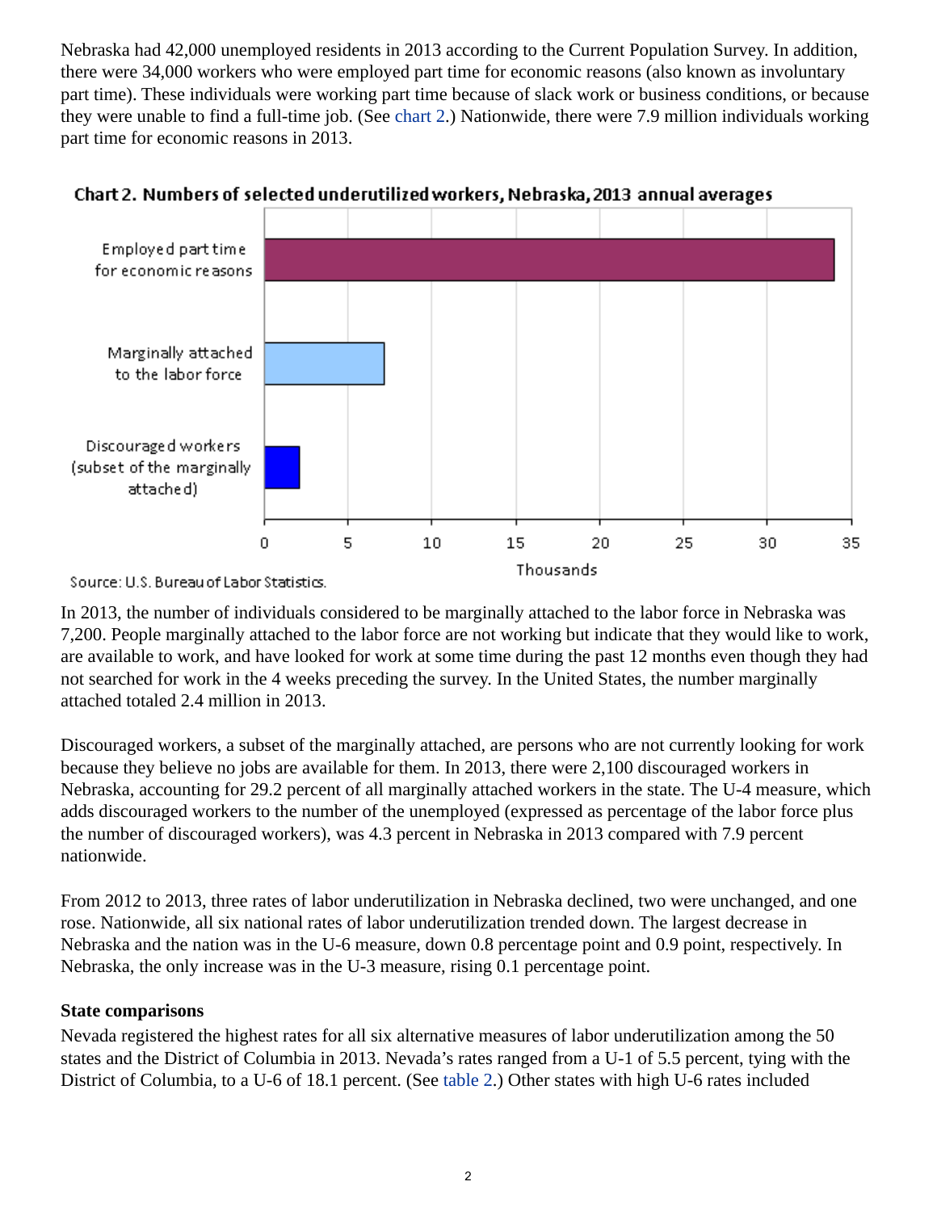Nebraska had 42,000 unemployed residents in 2013 according to the Current Population Survey. In addition, there were 34,000 workers who were employed part time for economic reasons (also known as involuntary part time). These individuals were working part time because of slack work or business conditions, or because they were unable to find a full-time job. (See chart 2.) Nationwide, there were 7.9 million individuals working part time for economic reasons in 2013.

**Chart 2. Numbers of selected underutilized workers, Nebraska, 2013 annual averages**

| Category | Thousands |
| --- | --- |
| Employed part time for economic reasons | 34 |
| Marginally attached to the labor force | 7.2 |
| Discouraged workers (subset of the marginally attached) | 2.1 |

Source: U.S. Bureau of Labor Statistics.

In 2013, the number of individuals considered to be marginally attached to the labor force in Nebraska was 7,200. People marginally attached to the labor force are not working but indicate that they would like to work, are available to work, and have looked for work at some time during the past 12 months even though they had not searched for work in the 4 weeks preceding the survey. In the United States, the number marginally attached totaled 2.4 million in 2013.

Discouraged workers, a subset of the marginally attached, are persons who are not currently looking for work because they believe no jobs are available for them. In 2013, there were 2,100 discouraged workers in Nebraska, accounting for 29.2 percent of all marginally attached workers in the state. The U-4 measure, which adds discouraged workers to the number of the unemployed (expressed as percentage of the labor force plus the number of discouraged workers), was 4.3 percent in Nebraska in 2013 compared with 7.9 percent nationwide.

From 2012 to 2013, three rates of labor underutilization in Nebraska declined, two were unchanged, and one rose. Nationwide, all six national rates of labor underutilization trended down. The largest decrease in Nebraska and the nation was in the U-6 measure, down 0.8 percentage point and 0.9 point, respectively. In Nebraska, the only increase was in the U-3 measure, rising 0.1 percentage point.

**State comparisons**

Nevada registered the highest rates for all six alternative measures of labor underutilization among the 50 states and the District of Columbia in 2013. Nevada's rates ranged from a U-1 of 5.5 percent, tying with the District of Columbia, to a U-6 of 18.1 percent. (See table 2.) Other states with high U-6 rates included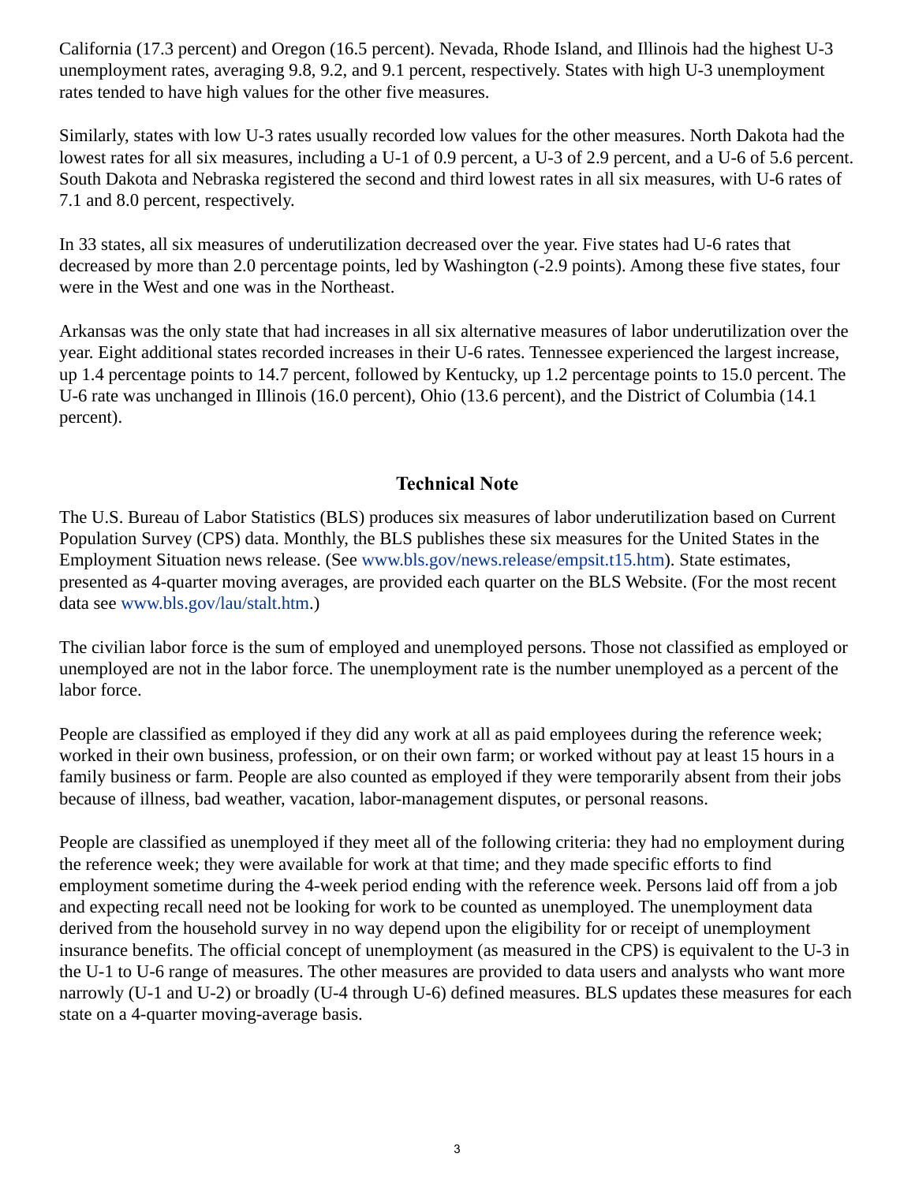California (17.3 percent) and Oregon (16.5 percent). Nevada, Rhode Island, and Illinois had the highest U-3 unemployment rates, averaging 9.8, 9.2, and 9.1 percent, respectively. States with high U-3 unemployment rates tended to have high values for the other five measures.

Similarly, states with low U-3 rates usually recorded low values for the other measures. North Dakota had the lowest rates for all six measures, including a U-1 of 0.9 percent, a U-3 of 2.9 percent, and a U-6 of 5.6 percent. South Dakota and Nebraska registered the second and third lowest rates in all six measures, with U-6 rates of 7.1 and 8.0 percent, respectively.

In 33 states, all six measures of underutilization decreased over the year. Five states had U-6 rates that decreased by more than 2.0 percentage points, led by Washington (-2.9 points). Among these five states, four were in the West and one was in the Northeast.

Arkansas was the only state that had increases in all six alternative measures of labor underutilization over the year. Eight additional states recorded increases in their U-6 rates. Tennessee experienced the largest increase, up 1.4 percentage points to 14.7 percent, followed by Kentucky, up 1.2 percentage points to 15.0 percent. The U-6 rate was unchanged in Illinois (16.0 percent), Ohio (13.6 percent), and the District of Columbia (14.1 percent).

## Technical Note

The U.S. Bureau of Labor Statistics (BLS) produces six measures of labor underutilization based on Current Population Survey (CPS) data. Monthly, the BLS publishes these six measures for the United States in the Employment Situation news release. (See www.bls.gov/news.release/empsit.t15.htm). State estimates, presented as 4-quarter moving averages, are provided each quarter on the BLS Website. (For the most recent data see www.bls.gov/lau/stalt.htm.)

The civilian labor force is the sum of employed and unemployed persons. Those not classified as employed or unemployed are not in the labor force. The unemployment rate is the number unemployed as a percent of the labor force.

People are classified as employed if they did any work at all as paid employees during the reference week; worked in their own business, profession, or on their own farm; or worked without pay at least 15 hours in a family business or farm. People are also counted as employed if they were temporarily absent from their jobs because of illness, bad weather, vacation, labor-management disputes, or personal reasons.

People are classified as unemployed if they meet all of the following criteria: they had no employment during the reference week; they were available for work at that time; and they made specific efforts to find employment sometime during the 4-week period ending with the reference week. Persons laid off from a job and expecting recall need not be looking for work to be counted as unemployed. The unemployment data derived from the household survey in no way depend upon the eligibility for or receipt of unemployment insurance benefits. The official concept of unemployment (as measured in the CPS) is equivalent to the U-3 in the U-1 to U-6 range of measures. The other measures are provided to data users and analysts who want more narrowly (U-1 and U-2) or broadly (U-4 through U-6) defined measures. BLS updates these measures for each state on a 4-quarter moving-average basis.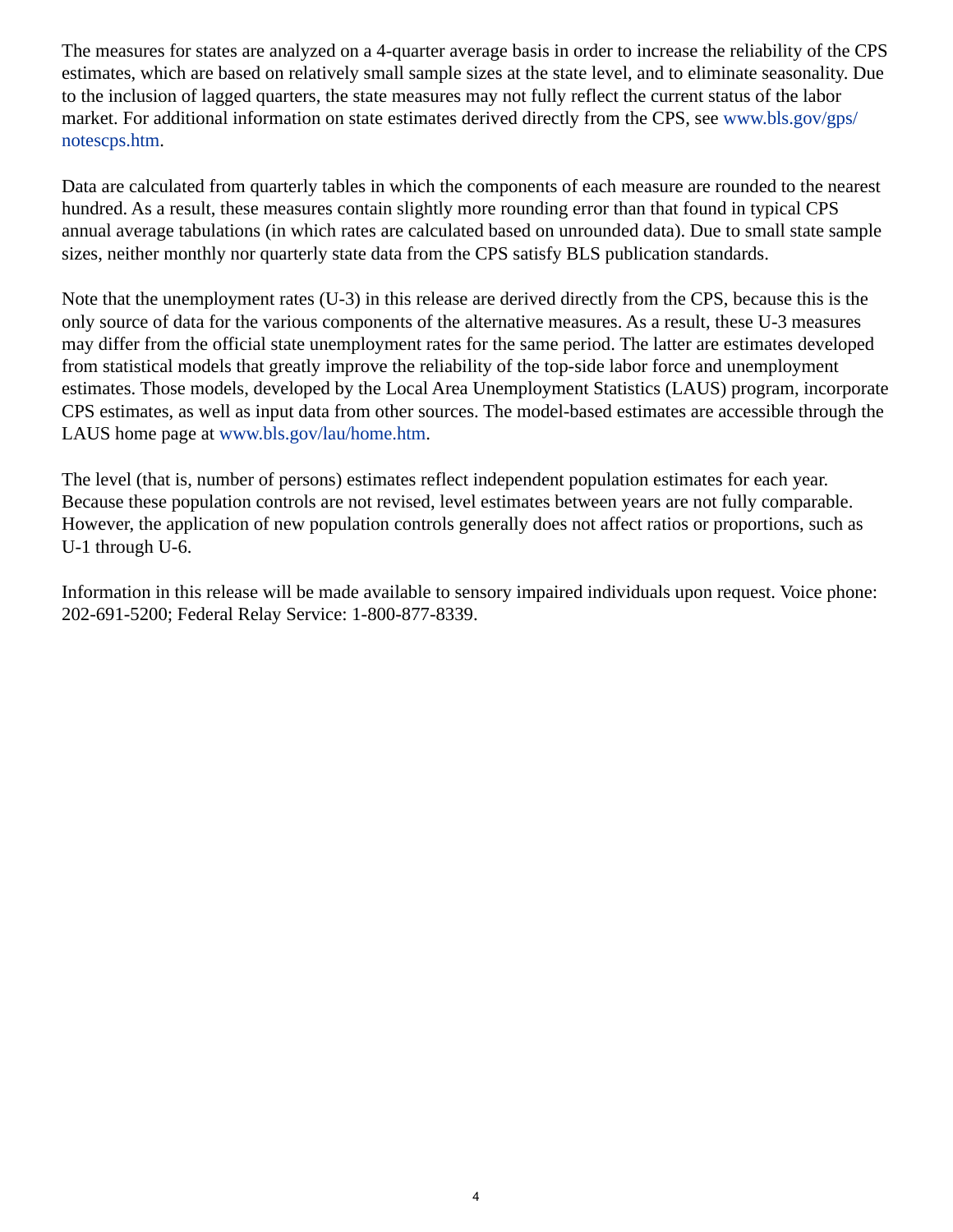The measures for states are analyzed on a 4-quarter average basis in order to increase the reliability of the CPS estimates, which are based on relatively small sample sizes at the state level, and to eliminate seasonality. Due to the inclusion of lagged quarters, the state measures may not fully reflect the current status of the labor market. For additional information on state estimates derived directly from the CPS, see www.bls.gov/gps/notescps.htm.

Data are calculated from quarterly tables in which the components of each measure are rounded to the nearest hundred. As a result, these measures contain slightly more rounding error than that found in typical CPS annual average tabulations (in which rates are calculated based on unrounded data). Due to small state sample sizes, neither monthly nor quarterly state data from the CPS satisfy BLS publication standards.

Note that the unemployment rates (U-3) in this release are derived directly from the CPS, because this is the only source of data for the various components of the alternative measures. As a result, these U-3 measures may differ from the official state unemployment rates for the same period. The latter are estimates developed from statistical models that greatly improve the reliability of the top-side labor force and unemployment estimates. Those models, developed by the Local Area Unemployment Statistics (LAUS) program, incorporate CPS estimates, as well as input data from other sources. The model-based estimates are accessible through the LAUS home page at www.bls.gov/lau/home.htm.

The level (that is, number of persons) estimates reflect independent population estimates for each year. Because these population controls are not revised, level estimates between years are not fully comparable. However, the application of new population controls generally does not affect ratios or proportions, such as U-1 through U-6.

Information in this release will be made available to sensory impaired individuals upon request. Voice phone: 202-691-5200; Federal Relay Service: 1-800-877-8339.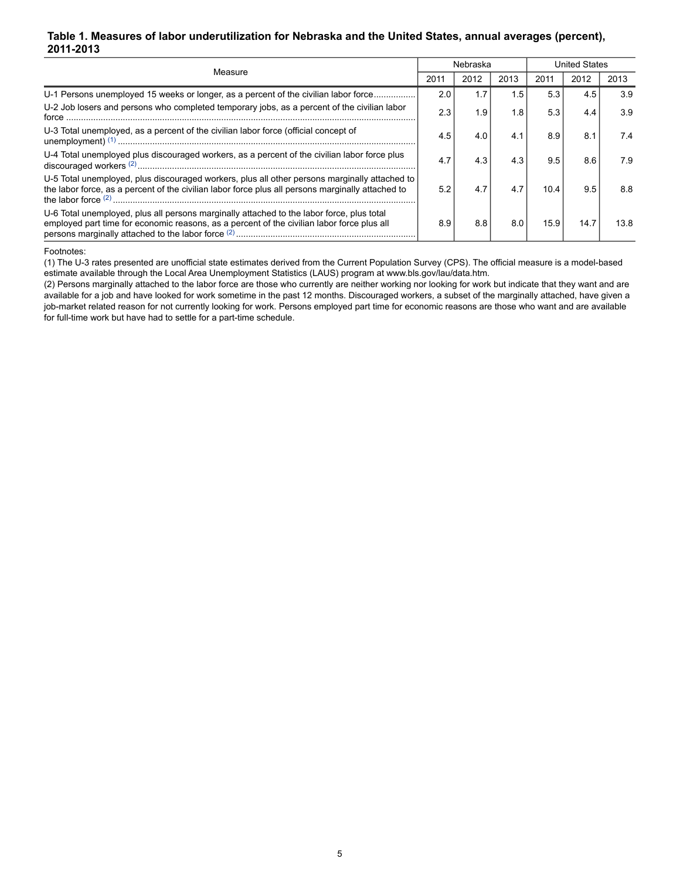**Table 1. Measures of labor underutilization for Nebraska and the United States, annual averages (percent), 2011-2013**

| Measure | Nebraska | | | United States | | |
|---|---|---|---|---|---|---|
| | 2011 | 2012 | 2013 | 2011 | 2012 | 2013 |
| U-1 Persons unemployed 15 weeks or longer, as a percent of the civilian labor force | 2.0 | 1.7 | 1.5 | 5.3 | 4.5 | 3.9 |
| U-2 Job losers and persons who completed temporary jobs, as a percent of the civilian labor force | 2.3 | 1.9 | 1.8 | 5.3 | 4.4 | 3.9 |
| U-3 Total unemployed, as a percent of the civilian labor force (official concept of unemployment) (1) | 4.5 | 4.0 | 4.1 | 8.9 | 8.1 | 7.4 |
| U-4 Total unemployed plus discouraged workers, as a percent of the civilian labor force plus discouraged workers (2) | 4.7 | 4.3 | 4.3 | 9.5 | 8.6 | 7.9 |
| U-5 Total unemployed, plus discouraged workers, plus all other persons marginally attached to the labor force, as a percent of the civilian labor force plus all persons marginally attached to the labor force (2) | 5.2 | 4.7 | 4.7 | 10.4 | 9.5 | 8.8 |
| U-6 Total unemployed, plus all persons marginally attached to the labor force, plus total employed part time for economic reasons, as a percent of the civilian labor force plus all persons marginally attached to the labor force (2) | 8.9 | 8.8 | 8.0 | 15.9 | 14.7 | 13.8 |

Footnotes:

(1) The U-3 rates presented are unofficial state estimates derived from the Current Population Survey (CPS). The official measure is a model-based estimate available through the Local Area Unemployment Statistics (LAUS) program at www.bls.gov/lau/data.htm.

(2) Persons marginally attached to the labor force are those who currently are neither working nor looking for work but indicate that they want and are available for a job and have looked for work sometime in the past 12 months. Discouraged workers, a subset of the marginally attached, have given a job-market related reason for not currently looking for work. Persons employed part time for economic reasons are those who want and are available for full-time work but have had to settle for a part-time schedule.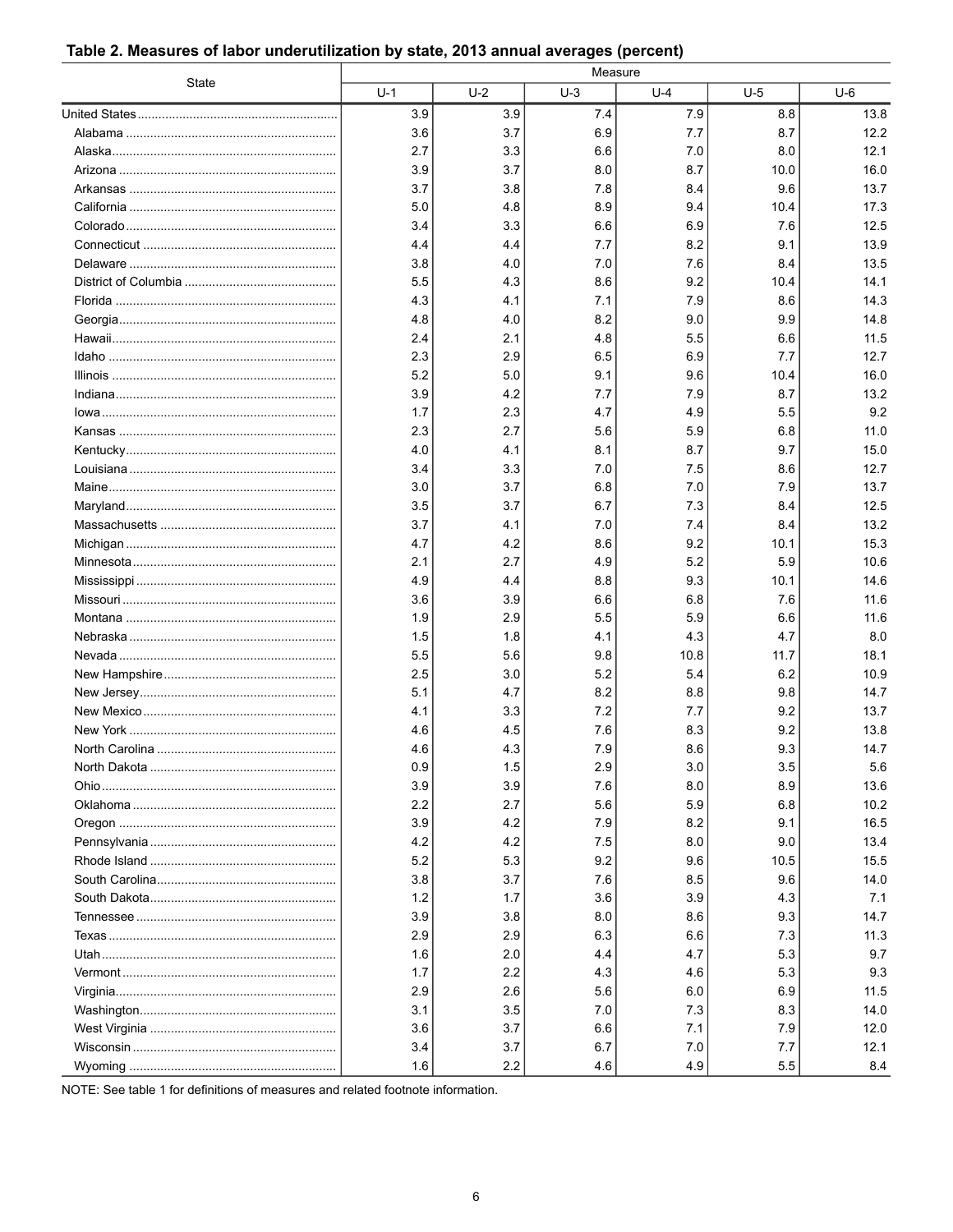**Table 2. Measures of labor underutilization by state, 2013 annual averages (percent)**

| State | Measure | | | | | |
|---|---|---|---|---|---|---|
| | U-1 | U-2 | U-3 | U-4 | U-5 | U-6 |
| United States | 3.9 | 3.9 | 7.4 | 7.9 | 8.8 | 13.8 |
| Alabama | 3.6 | 3.7 | 6.9 | 7.7 | 8.7 | 12.2 |
| Alaska | 2.7 | 3.3 | 6.6 | 7.0 | 8.0 | 12.1 |
| Arizona | 3.9 | 3.7 | 8.0 | 8.7 | 10.0 | 16.0 |
| Arkansas | 3.7 | 3.8 | 7.8 | 8.4 | 9.6 | 13.7 |
| California | 5.0 | 4.8 | 8.9 | 9.4 | 10.4 | 17.3 |
| Colorado | 3.4 | 3.3 | 6.6 | 6.9 | 7.6 | 12.5 |
| Connecticut | 4.4 | 4.4 | 7.7 | 8.2 | 9.1 | 13.9 |
| Delaware | 3.8 | 4.0 | 7.0 | 7.6 | 8.4 | 13.5 |
| District of Columbia | 5.5 | 4.3 | 8.6 | 9.2 | 10.4 | 14.1 |
| Florida | 4.3 | 4.1 | 7.1 | 7.9 | 8.6 | 14.3 |
| Georgia | 4.8 | 4.0 | 8.2 | 9.0 | 9.9 | 14.8 |
| Hawaii | 2.4 | 2.1 | 4.8 | 5.5 | 6.6 | 11.5 |
| Idaho | 2.3 | 2.9 | 6.5 | 6.9 | 7.7 | 12.7 |
| Illinois | 5.2 | 5.0 | 9.1 | 9.6 | 10.4 | 16.0 |
| Indiana | 3.9 | 4.2 | 7.7 | 7.9 | 8.7 | 13.2 |
| Iowa | 1.7 | 2.3 | 4.7 | 4.9 | 5.5 | 9.2 |
| Kansas | 2.3 | 2.7 | 5.6 | 5.9 | 6.8 | 11.0 |
| Kentucky | 4.0 | 4.1 | 8.1 | 8.7 | 9.7 | 15.0 |
| Louisiana | 3.4 | 3.3 | 7.0 | 7.5 | 8.6 | 12.7 |
| Maine | 3.0 | 3.7 | 6.8 | 7.0 | 7.9 | 13.7 |
| Maryland | 3.5 | 3.7 | 6.7 | 7.3 | 8.4 | 12.5 |
| Massachusetts | 3.7 | 4.1 | 7.0 | 7.4 | 8.4 | 13.2 |
| Michigan | 4.7 | 4.2 | 8.6 | 9.2 | 10.1 | 15.3 |
| Minnesota | 2.1 | 2.7 | 4.9 | 5.2 | 5.9 | 10.6 |
| Mississippi | 4.9 | 4.4 | 8.8 | 9.3 | 10.1 | 14.6 |
| Missouri | 3.6 | 3.9 | 6.6 | 6.8 | 7.6 | 11.6 |
| Montana | 1.9 | 2.9 | 5.5 | 5.9 | 6.6 | 11.6 |
| Nebraska | 1.5 | 1.8 | 4.1 | 4.3 | 4.7 | 8.0 |
| Nevada | 5.5 | 5.6 | 9.8 | 10.8 | 11.7 | 18.1 |
| New Hampshire | 2.5 | 3.0 | 5.2 | 5.4 | 6.2 | 10.9 |
| New Jersey | 5.1 | 4.7 | 8.2 | 8.8 | 9.8 | 14.7 |
| New Mexico | 4.1 | 3.3 | 7.2 | 7.7 | 9.2 | 13.7 |
| New York | 4.6 | 4.5 | 7.6 | 8.3 | 9.2 | 13.8 |
| North Carolina | 4.6 | 4.3 | 7.9 | 8.6 | 9.3 | 14.7 |
| North Dakota | 0.9 | 1.5 | 2.9 | 3.0 | 3.5 | 5.6 |
| Ohio | 3.9 | 3.9 | 7.6 | 8.0 | 8.9 | 13.6 |
| Oklahoma | 2.2 | 2.7 | 5.6 | 5.9 | 6.8 | 10.2 |
| Oregon | 3.9 | 4.2 | 7.9 | 8.2 | 9.1 | 16.5 |
| Pennsylvania | 4.2 | 4.2 | 7.5 | 8.0 | 9.0 | 13.4 |
| Rhode Island | 5.2 | 5.3 | 9.2 | 9.6 | 10.5 | 15.5 |
| South Carolina | 3.8 | 3.7 | 7.6 | 8.5 | 9.6 | 14.0 |
| South Dakota | 1.2 | 1.7 | 3.6 | 3.9 | 4.3 | 7.1 |
| Tennessee | 3.9 | 3.8 | 8.0 | 8.6 | 9.3 | 14.7 |
| Texas | 2.9 | 2.9 | 6.3 | 6.6 | 7.3 | 11.3 |
| Utah | 1.6 | 2.0 | 4.4 | 4.7 | 5.3 | 9.7 |
| Vermont | 1.7 | 2.2 | 4.3 | 4.6 | 5.3 | 9.3 |
| Virginia | 2.9 | 2.6 | 5.6 | 6.0 | 6.9 | 11.5 |
| Washington | 3.1 | 3.5 | 7.0 | 7.3 | 8.3 | 14.0 |
| West Virginia | 3.6 | 3.7 | 6.6 | 7.1 | 7.9 | 12.0 |
| Wisconsin | 3.4 | 3.7 | 6.7 | 7.0 | 7.7 | 12.1 |
| Wyoming | 1.6 | 2.2 | 4.6 | 4.9 | 5.5 | 8.4 |

NOTE: See table 1 for definitions of measures and related footnote information.